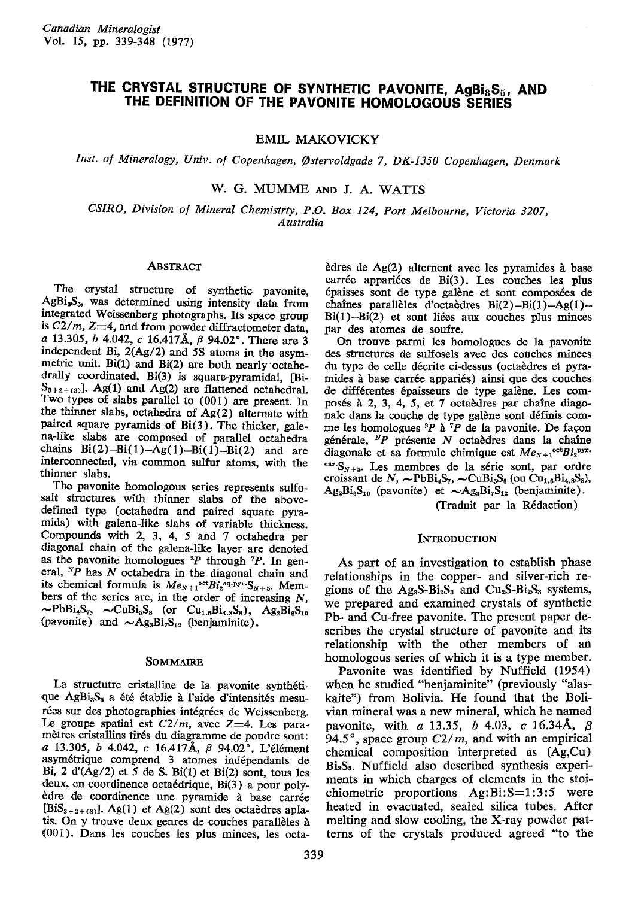# THE CRYSTAL STRUCTURE OF SYNTHETIC PAVONITE, $AgBi_3S_5$, AND THE DEFINITION OF THE PAVONITE HOMOLOGOUS SERIES

EMIL MAKOVICKY

*Inst. of Mineralogy, Univ. of Copenhagen, Østervoldgade 7, DK-1350 Copenhagen, Denmark*

W. G. MUMME AND J. A. WATTS

*CSIRO, Division of Mineral Chemistrty, P.O. Box 124, Port Melbourne, Victoria 3207, Australia*

## ABSTRACT

The crystal structure of synthetic pavonite, $AgBi_3S_5$, was determined using intensity data from integrated Weissenberg photographs. Its space group is $C2/m$, $Z$=4, and from powder diffractometer data, $a$ 13.305, $b$ 4.042, $c$ 16.417Å, $\beta$ 94.02°. There are 3 independent Bi, 2(Ag/2) and 5S atoms in the asymmetric unit. Bi(1) and Bi(2) are both nearly octahedrally coordinated, Bi(3) is square-pyramidal, $[BiS_{3+2+(3)}]$. Ag(1) and Ag(2) are flattened octahedral. Two types of slabs parallel to (001) are present. In the thinner slabs, octahedra of Ag(2) alternate with paired square pyramids of Bi(3). The thicker, galena-like slabs are composed of parallel octahedra chains Bi(2)–Bi(1)–Ag(1)–Bi(1)–Bi(2) and are interconnected, via common sulfur atoms, with the thinner slabs.

The pavonite homologous series represents sulfosalt structures with thinner slabs of the above-defined type (octahedra and paired square pyramids) with galena-like slabs of variable thickness. Compounds with 2, 3, 4, 5 and 7 octahedra per diagonal chain of the galena-like layer are denoted as the pavonite homologues $^{2}P$ through $^{7}P$. In general, $^{N}P$ has $N$ octahedra in the diagonal chain and its chemical formula is $Me_{N+1}{}^{oct}Bi_2{}^{sq.pyr.}S_{N+5}$. Members of the series are, in the order of increasing $N$, $\sim PbBi_4S_7$, $\sim CuBi_5S_8$ (or $Cu_{1.6}Bi_{4.8}S_8$), $Ag_2Bi_6S_{10}$ (pavonite) and $\sim Ag_3Bi_7S_{12}$ (benjaminite).

## SOMMAIRE

La structutre cristalline de la pavonite synthétique $AgBi_3S_5$ a été établie à l'aide d'intensités mesurées sur des photographies intégrées de Weissenberg. Le groupe spatial est $C2/m$, avec $Z$=4. Les paramètres cristallins tirés du diagramme de poudre sont: $a$ 13.305, $b$ 4.042, $c$ 16.417Å, $\beta$ 94.02°. L'élément asymétrique comprend 3 atomes indépendants de Bi, 2 d'(Ag/2) et 5 de S. Bi(1) et Bi(2) sont, tous les deux, en coordinence octaédrique, Bi(3) a pour polyèdre de coordinence une pyramide à base carrée $[BiS_{3+2+(3)}]$. Ag(1) et Ag(2) sont des octaèdres aplatis. On y trouve deux genres de couches parallèles à (001). Dans les couches les plus minces, les octaèdres de Ag(2) alternent avec les pyramides à base carrée appariées de Bi(3). Les couches les plus épaisses sont de type galène et sont composées de chaînes parallèles d'octaèdres Bi(2)–Bi(1)–Ag(1)–Bi(1)–Bi(2) et sont liées aux couches plus minces par des atomes de soufre.

On trouve parmi les homologues de la pavonite des structures de sulfosels avec des couches minces du type de celle décrite ci-dessus (octaèdres et pyramides à base carrée appariés) ainsi que des couches de différentes épaisseurs de type galène. Les composés à 2, 3, 4, 5 et 7 octaèdres par chaîne diagonale dans la couche de type galène sont définis comme les homologues $^{2}P$ à $^{7}P$ de la pavonite. De façon générale, $^{N}P$ présente $N$ octaèdres dans la chaîne diagonale et sa formule chimique est $Me_{N+1}{}^{oct}Bi_2{}^{pyr.car.}S_{N+5}$. Les membres de la série sont, par ordre croissant de $N$, $\sim PbBi_4S_7$, $\sim CuBi_5S_8$ (ou $Cu_{1.6}Bi_{4.8}S_8$), $Ag_2Bi_6S_{10}$ (pavonite) et $\sim Ag_3Bi_7S_{12}$ (benjaminite).

(Traduit par la Rédaction)

## INTRODUCTION

As part of an investigation to establish phase relationships in the copper- and silver-rich regions of the $Ag_2S$-$Bi_2S_3$ and $Cu_2S$-$Bi_2S_3$ systems, we prepared and examined crystals of synthetic Pb- and Cu-free pavonite. The present paper describes the crystal structure of pavonite and its relationship with the other members of an homologous series of which it is a type member.

Pavonite was identified by Nuffield (1954) when he studied "benjaminite" (previously "alaskaite") from Bolivia. He found that the Bolivian mineral was a new mineral, which he named pavonite, with $a$ 13.35, $b$ 4.03, $c$ 16.34Å, $\beta$ 94.5°, space group $C2/m$, and with an empirical chemical composition interpreted as (Ag,Cu)$Bi_3S_5$. Nuffield also described synthesis experiments in which charges of elements in the stoichiometric proportions Ag:Bi:S=1:3:5 were heated in evacuated, sealed silica tubes. After melting and slow cooling, the X-ray powder patterns of the crystals produced agreed "to the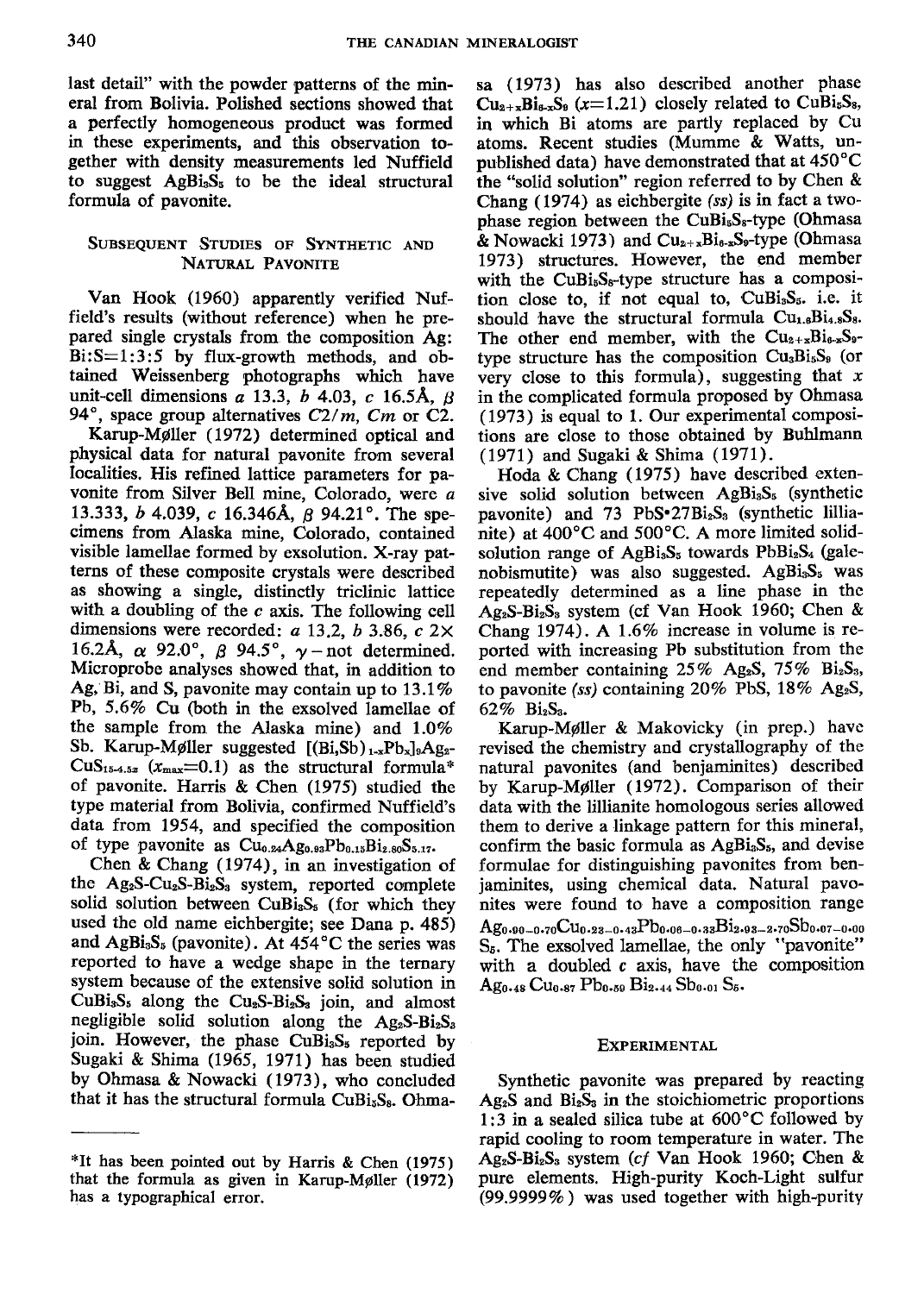last detail" with the powder patterns of the mineral from Bolivia. Polished sections showed that a perfectly homogeneous product was formed in these experiments, and this observation together with density measurements led Nuffield to suggest $AgBi_3S_5$ to be the ideal structural formula of pavonite.

## Subsequent Studies of Synthetic and Natural Pavonite

Van Hook (1960) apparently verified Nuffield's results (without reference) when he prepared single crystals from the composition Ag:Bi:S=1:3:5 by flux-growth methods, and obtained Weissenberg photographs which have unit-cell dimensions *a* 13.3, *b* 4.03, *c* 16.5Å, $\beta$ 94°, space group alternatives *C*2/*m*, *Cm* or *C*2.

Karup-Møller (1972) determined optical and physical data for natural pavonite from several localities. His refined lattice parameters for pavonite from Silver Bell mine, Colorado, were *a* 13.333, *b* 4.039, *c* 16.346Å, $\beta$ 94.21°. The specimens from Alaska mine, Colorado, contained visible lamellae formed by exsolution. X-ray patterns of these composite crystals were described as showing a single, distinctly triclinic lattice with a doubling of the *c* axis. The following cell dimensions were recorded: *a* 13.2, *b* 3.86, *c* 2× 16.2Å, $\alpha$ 92.0°, $\beta$ 94.5°, $\gamma$ – not determined. Microprobe analyses showed that, in addition to Ag, Bi, and S, pavonite may contain up to 13.1% Pb, 5.6% Cu (both in the exsolved lamellae of the sample from the Alaska mine) and 1.0% Sb. Karup-Møller suggested $[(Bi,Sb)_{1-x}Pb_x]_9Ag_2CuS_{15-4.5x}$ ($x_{max}$=0.1) as the structural formula* of pavonite. Harris & Chen (1975) studied the type material from Bolivia, confirmed Nuffield's data from 1954, and specified the composition of type pavonite as $Cu_{0.24}Ag_{0.83}Pb_{0.15}Bi_{2.80}S_{5.17}$.

Chen & Chang (1974), in an investigation of the $Ag_2S$-$Cu_2S$-$Bi_2S_3$ system, reported complete solid solution between $CuBi_3S_5$ (for which they used the old name eichbergite; see Dana p. 485) and $AgBi_3S_5$ (pavonite). At 454°C the series was reported to have a wedge shape in the ternary system because of the extensive solid solution in $CuBi_3S_5$ along the $Cu_2S$-$Bi_2S_3$ join, and almost negligible solid solution along the $Ag_2S$-$Bi_2S_3$ join. However, the phase $CuBi_3S_5$ reported by Sugaki & Shima (1965, 1971) has been studied by Ohmasa & Nowacki (1973), who concluded that it has the structural formula $CuBi_5S_8$. Ohmasa (1973) has also described another phase $Cu_{2+x}Bi_{6-x}S_9$ ($x$=1.21) closely related to $CuBi_5S_8$, in which Bi atoms are partly replaced by Cu atoms. Recent studies (Mumme & Watts, unpublished data) have demonstrated that at 450°C the "solid solution" region referred to by Chen & Chang (1974) as eichbergite *(ss)* is in fact a two-phase region between the $CuBi_5S_8$-type (Ohmasa & Nowacki 1973) and $Cu_{2+x}Bi_{6-x}S_9$-type (Ohmasa 1973) structures. However, the end member with the $CuBi_5S_8$-type structure has a composition close to, if not equal to, $CuBi_3S_5$. i.e. it should have the structural formula $Cu_{1.6}Bi_{4.8}S_8$. The other end member, with the $Cu_{2+x}Bi_{6-x}S_9$-type structure has the composition $Cu_3Bi_5S_9$ (or very close to this formula), suggesting that $x$ in the complicated formula proposed by Ohmasa (1973) is equal to 1. Our experimental compositions are close to those obtained by Buhlmann (1971) and Sugaki & Shima (1971).

Hoda & Chang (1975) have described extensive solid solution between $AgBi_3S_5$ (synthetic pavonite) and 73 $PbS\cdot27Bi_2S_3$ (synthetic lillianite) at 400°C and 500°C. A more limited solid-solution range of $AgBi_3S_5$ towards $PbBi_2S_4$ (galenobismutite) was also suggested. $AgBi_3S_5$ was repeatedly determined as a line phase in the $Ag_2S$-$Bi_2S_3$ system (cf Van Hook 1960; Chen & Chang 1974). A 1.6% increase in volume is reported with increasing Pb substitution from the end member containing 25% $Ag_2S$, 75% $Bi_2S_3$, to pavonite *(ss)* containing 20% PbS, 18% $Ag_2S$, 62% $Bi_2S_3$.

Karup-Møller & Makovicky (in prep.) have revised the chemistry and crystallography of the natural pavonites (and benjaminites) described by Karup-Møller (1972). Comparison of their data with the lillianite homologous series allowed them to derive a linkage pattern for this mineral, confirm the basic formula as $AgBi_3S_5$, and devise formulae for distinguishing pavonites from benjaminites, using chemical data. Natural pavonites were found to have a composition range $Ag_{0.90-0.70}Cu_{0.23-0.43}Pb_{0.06-0.33}Bi_{2.93-2.70}Sb_{0.07-0.00}S_5$. The exsolved lamellae, the only "pavonite" with a doubled *c* axis, have the composition $Ag_{0.48}Cu_{0.87}Pb_{0.59}Bi_{2.44}Sb_{0.01}S_5$.

## Experimental

Synthetic pavonite was prepared by reacting $Ag_2S$ and $Bi_2S_3$ in the stoichiometric proportions 1:3 in a sealed silica tube at 600°C followed by rapid cooling to room temperature in water. The $Ag_2S$-$Bi_2S_3$ system (*cf* Van Hook 1960; Chen & pure elements. High-purity Koch-Light sulfur (99.9999%) was used together with high-purity

*It has been pointed out by Harris & Chen (1975) that the formula as given in Karup-Møller (1972) has a typographical error.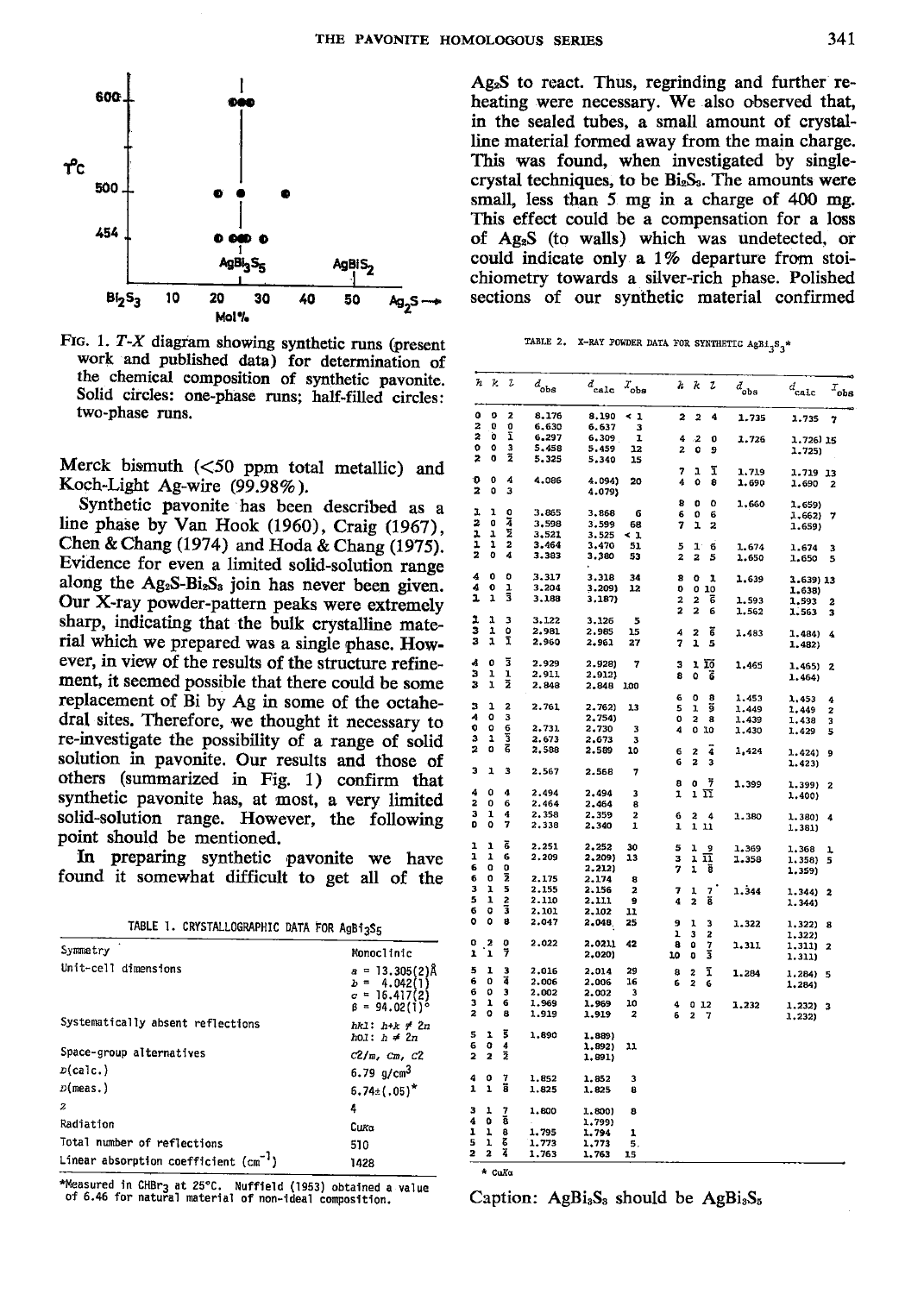FIG. 1. T-X diagram showing synthetic runs (present work and published data) for determination of the chemical composition of synthetic pavonite. Solid circles: one-phase runs; half-filled circles: two-phase runs.

Merck bismuth (<50 ppm total metallic) and Koch-Light Ag-wire (99.98%).

Synthetic pavonite has been described as a line phase by Van Hook (1960), Craig (1967), Chen & Chang (1974) and Hoda & Chang (1975). Evidence for even a limited solid-solution range along the $Ag_2S$-$Bi_2S_3$ join has never been given. Our X-ray powder-pattern peaks were extremely sharp, indicating that the bulk crystalline material which we prepared was a single phase. However, in view of the results of the structure refinement, it seemed possible that there could be some replacement of Bi by Ag in some of the octahedral sites. Therefore, we thought it necessary to re-investigate the possibility of a range of solid solution in pavonite. Our results and those of others (summarized in Fig. 1) confirm that synthetic pavonite has, at most, a very limited solid-solution range. However, the following point should be mentioned.

In preparing synthetic pavonite we have found it somewhat difficult to get all of the $Ag_2S$ to react. Thus, regrinding and further reheating were necessary. We also observed that, in the sealed tubes, a small amount of crystalline material formed away from the main charge. This was found, when investigated by single-crystal techniques, to be $Bi_2S_3$. The amounts were small, less than 5 mg in a charge of 400 mg. This effect could be a compensation for a loss of $Ag_2S$ (to walls) which was undetected, or could indicate only a 1% departure from stoichiometry towards a silver-rich phase. Polished sections of our synthetic material confirmed

TABLE 1. CRYSTALLOGRAPHIC DATA FOR $AgBi_3S_5$

| | |
|---|---|
| Symmetry | Monoclinic |
| Unit-cell dimensions | $a$ = 13.305(2)Å<br>$b$ = 4.042(1)<br>$c$ = 16.417(2)<br>$\beta$ = 94.02(1)° |
| Systematically absent reflections | $hkl$: $h+k \neq 2n$<br>$h0l$: $h \neq 2n$ |
| Space-group alternatives | $C2/m$, $Cm$, $C2$ |
| $D$(calc.) | 6.79 g/cm³ |
| $D$(meas.) | 6.74±(.05)* |
| $Z$ | 4 |
| Radiation | CuKα |
| Total number of reflections | 510 |
| Linear absorption coefficient (cm⁻¹) | 1428 |

*Measured in $CHBr_3$ at 25°C. Nuffield (1953) obtained a value of 6.46 for natural material of non-ideal composition.

TABLE 2. X-RAY POWDER DATA FOR SYNTHETIC $AgBi_3S_3$*

| h k l | $d_{obs}$ | $d_{calc}$ | $I_{obs}$ |
|---|---|---|---|
| 0 0 2 | 8.176 | 8.190 | < 1 |
| 2 0 0 | 6.630 | 6.637 | 3 |
| 2 0 $\bar{1}$ | 6.297 | 6.309 | 1 |
| 0 0 3 | 5.458 | 5.459 | 12 |
| 2 0 $\bar{2}$ | 5.325 | 5.340 | 15 |
| 0 0 4 | 4.086 | 4.094) | 20 |
| 2 0 3 | | 4.079) | |
| 1 1 0 | 3.865 | 3.868 | 6 |
| 2 0 $\bar{4}$ | 3.598 | 3.599 | 68 |
| 1 1 $\bar{2}$ | 3.521 | 3.525 | < 1 |
| 1 1 2 | 3.464 | 3.470 | 51 |
| 2 0 4 | 3.383 | 3.380 | 53 |
| 4 0 0 | 3.317 | 3.318 | 34 |
| 4 0 1 | 3.204 | 3.209) | 12 |
| 1 1 $\bar{3}$ | 3.188 | 3.187) | |
| 1 1 3 | 3.122 | 3.126 | 5 |
| 3 1 0 | 2.981 | 2.985 | 15 |
| 3 1 $\bar{1}$ | 2.960 | 2.961 | 27 |
| 4 0 $\bar{3}$ | 2.929 | 2.928) | 7 |
| 3 1 1 | 2.911 | 2.912) | |
| 3 1 $\bar{2}$ | 2.848 | 2.848 | 100 |
| 3 1 2 | 2.761 | 2.762) | 13 |
| 4 0 3 | | 2.754) | |
| 0 0 6 | 2.731 | 2.730 | 3 |
| 3 1 $\bar{3}$ | 2.673 | 2.673 | 3 |
| 2 0 $\bar{6}$ | 2.588 | 2.589 | 10 |
| 3 1 3 | 2.567 | 2.568 | 7 |
| 4 0 4 | 2.494 | 2.494 | 3 |
| 2 0 6 | 2.464 | 2.464 | 8 |
| 3 1 4 | 2.358 | 2.359 | 2 |
| 0 0 7 | 2.338 | 2.340 | 1 |
| 1 1 $\bar{6}$ | 2.251 | 2.252 | 30 |
| 1 1 6 | 2.209 | 2.209) | 13 |
| 6 0 0 | | 2.212) | |
| 6 0 $\bar{2}$ | 2.175 | 2.174 | 8 |
| 3 1 5 | 2.155 | 2.156 | 2 |
| 5 1 2 | 2.110 | 2.111 | 9 |
| 6 0 $\bar{3}$ | 2.101 | 2.102 | 11 |
| 0 0 8 | 2.047 | 2.048 | 25 |
| 0 2 0 | 2.022 | 2.021) | 42 |
| 1 1 $\bar{7}$ | | 2.020) | |
| 5 1 3 | 2.016 | 2.014 | 29 |
| 6 0 $\bar{4}$ | 2.006 | 2.006 | 16 |
| 6 0 3 | 2.002 | 2.002 | 3 |
| 3 1 6 | 1.969 | 1.969 | 10 |
| 2 0 8 | 1.919 | 1.919 | 2 |
| 5 1 $\bar{5}$ | 1.890 | 1.889) | |
| 6 0 4 | | 1.892) | 11 |
| 2 2 $\bar{2}$ | | 1.891) | |
| 4 0 7 | 1.852 | 1.852 | 3 |
| 1 1 $\bar{8}$ | 1.825 | 1.825 | 8 |
| 3 1 7 | 1.800 | 1.800) | 8 |
| 4 0 $\bar{8}$ | | 1.799) | |
| 1 1 8 | 1.795 | 1.794 | 1 |
| 5 1 $\bar{6}$ | 1.773 | 1.773 | 5 |
| 2 2 $\bar{4}$ | 1.763 | 1.763 | 15 |
| 2 2 4 | 1.735 | 1.735 | 7 |
| 4 2 0 | 1.726 | 1.726) | 15 |
| 2 0 9 | | 1.725) | |
| 7 1 $\bar{1}$ | 1.719 | 1.719 | 13 |
| 4 0 8 | 1.690 | 1.690 | 2 |
| 8 0 0 | 1.660 | 1.659) | |
| 6 0 6 | | 1.662) | 7 |
| 7 1 2 | | 1.659) | |
| 5 1 6 | 1.674 | 1.674 | 3 |
| 2 2 5 | 1.650 | 1.650 | 5 |
| 8 0 1 | 1.639 | 1.639) | 13 |
| 0 0 10 | | 1.638) | |
| 2 2 $\bar{6}$ | 1.593 | 1.593 | 2 |
| 2 2 6 | 1.562 | 1.563 | 3 |
| 4 2 $\bar{6}$ | 1.483 | 1.484) | 4 |
| 7 1 5 | | 1.482) | |
| 3 1 $\overline{10}$ | 1.465 | 1.465) | 2 |
| 8 0 $\bar{6}$ | | 1.464) | |
| 6 0 8 | 1.453 | 1.453 | 4 |
| 5 1 $\bar{9}$ | 1.449 | 1.449 | 2 |
| 0 2 8 | 1.439 | 1.438 | 3 |
| 4 0 10 | 1.430 | 1.429 | 5 |
| 6 2 $\bar{4}$ | 1.424 | 1.424) | 9 |
| 6 2 3 | | 1.423) | |
| 8 0 $\bar{7}$ | 1.399 | 1.399) | 2 |
| 1 1 $\overline{11}$ | | 1.400) | |
| 6 2 4 | 1.380 | 1.380) | 4 |
| 1 1 11 | | 1.381) | |
| 5 1 9 | 1.369 | 1.368 | 1 |
| 3 1 $\overline{11}$ | 1.358 | 1.358) | 5 |
| 7 1 $\bar{8}$ | | 1.359) | |
| 7 1 7 | 1.344 | 1.344) | 2 |
| 4 2 $\bar{8}$ | | 1.344) | |
| 9 1 3 | 1.322 | 1.322) | 8 |
| 1 3 2 | | 1.322) | |
| 8 0 7 | 1.311 | 1.311) | 2 |
| 10 0 $\bar{3}$ | | 1.311) | |
| 8 2 $\bar{1}$ | 1.284 | 1.284) | 5 |
| 6 2 6 | | 1.284) | |
| 4 0 12 | 1.232 | 1.232) | 3 |
| 6 2 7 | | 1.232) | |

\* CuKα

Caption: $AgBi_3S_3$ should be $AgBi_3S_5$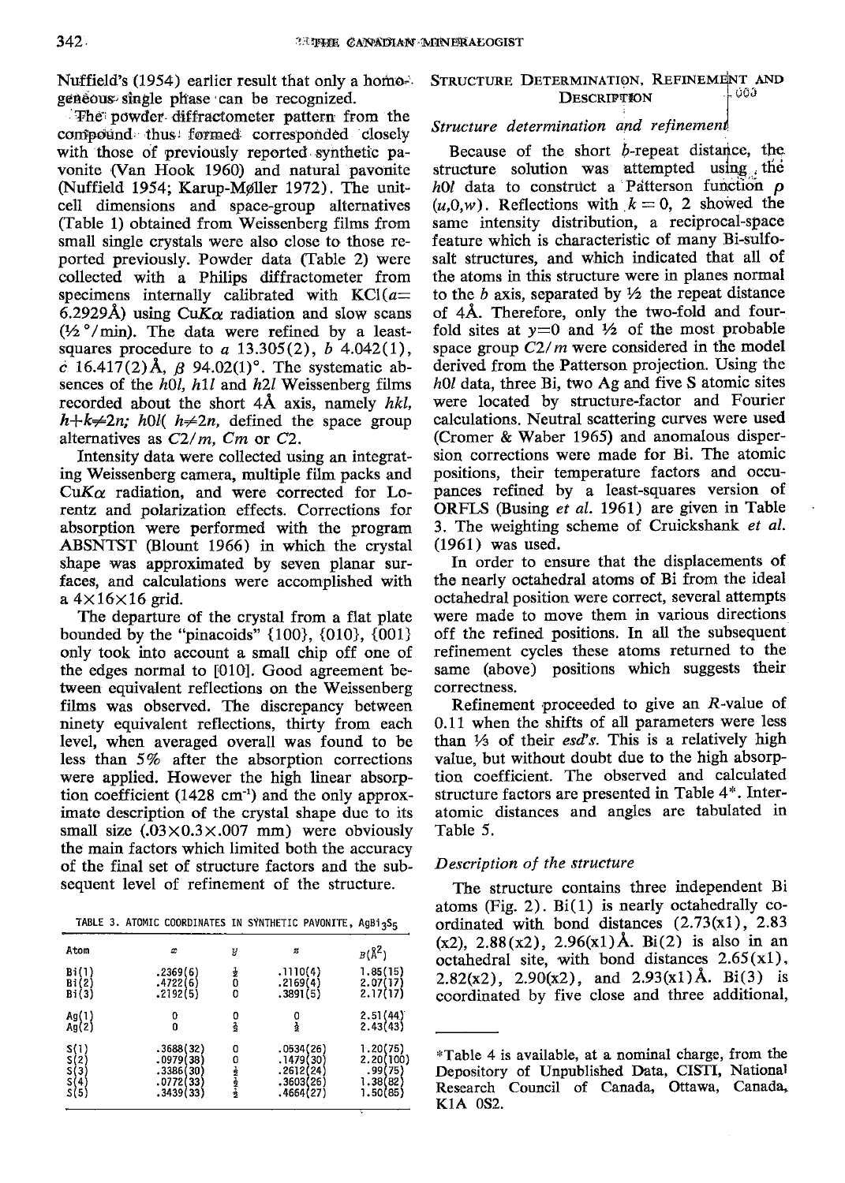Nuffield's (1954) earlier result that only a homogeneous single phase can be recognized.

The powder diffractometer pattern from the compound thus formed corresponded closely with those of previously reported synthetic pavonite (Van Hook 1960) and natural pavonite (Nuffield 1954; Karup-Møller 1972). The unit-cell dimensions and space-group alternatives (Table 1) obtained from Weissenberg films from small single crystals were also close to those reported previously. Powder data (Table 2) were collected with a Philips diffractometer from specimens internally calibrated with KCl($a$= 6.2929Å) using Cu$K\alpha$ radiation and slow scans (½°/min). The data were refined by a least-squares procedure to $a$ 13.305(2), $b$ 4.042(1), $c$ 16.417(2)Å, $\beta$ 94.02(1)°. The systematic absences of the $h0l$, $h1l$ and $h2l$ Weissenberg films recorded about the short 4Å axis, namely $hkl$, $h+k \neq 2n$; $h0l$( $h \neq 2n$, defined the space group alternatives as $C2/m$, $Cm$ or $C2$.

Intensity data were collected using an integrating Weissenberg camera, multiple film packs and Cu$K\alpha$ radiation, and were corrected for Lorentz and polarization effects. Corrections for absorption were performed with the program ABSNTST (Blount 1966) in which the crystal shape was approximated by seven planar surfaces, and calculations were accomplished with a 4×16×16 grid.

The departure of the crystal from a flat plate bounded by the "pinacoids" {100}, {010}, {001} only took into account a small chip off one of the edges normal to [010]. Good agreement between equivalent reflections on the Weissenberg films was observed. The discrepancy between ninety equivalent reflections, thirty from each level, when averaged overall was found to be less than 5% after the absorption corrections were applied. However the high linear absorption coefficient (1428 cm$^{-1}$) and the only approximate description of the crystal shape due to its small size (.03×0.3×.007 mm) were obviously the main factors which limited both the accuracy of the final set of structure factors and the subsequent level of refinement of the structure.

TABLE 3. ATOMIC COORDINATES IN SYNTHETIC PAVONITE, $AgBi_3S_5$

| Atom | $x$ | $y$ | $z$ | $B$(Å$^2$) |
|---|---|---|---|---|
| Bi(1) | .2369(6) | ½ | .1110(4) | 1.85(15) |
| Bi(2) | .4722(6) | 0 | .2169(4) | 2.07(17) |
| Bi(3) | .2192(5) | 0 | .3891(5) | 2.17(17) |
| Ag(1) | 0 | 0 | 0 | 2.51(44) |
| Ag(2) | 0 | ½ | ½ | 2.43(43) |
| S(1) | .3688(32) | 0 | .0534(26) | 1.20(75) |
| S(2) | .0979(38) | 0 | .1479(30) | 2.20(100) |
| S(3) | .3386(30) | ½ | .2612(24) | .99(75) |
| S(4) | .0772(33) | ½ | .3603(26) | 1.38(82) |
| S(5) | .3439(33) | ½ | .4664(27) | 1.50(85) |

## Structure Determination, Refinement and Description

### Structure determination and refinement

Because of the short $b$-repeat distance, the structure solution was attempted using the $h0l$ data to construct a Patterson function $\rho$ ($u$,0,$w$). Reflections with $k$ = 0, 2 showed the same intensity distribution, a reciprocal-space feature which is characteristic of many Bi-sulfosalt structures, and which indicated that all of the atoms in this structure were in planes normal to the $b$ axis, separated by ½ the repeat distance of 4Å. Therefore, only the two-fold and four-fold sites at $y$=0 and ½ of the most probable space group $C2/m$ were considered in the model derived from the Patterson projection. Using the $h0l$ data, three Bi, two Ag and five S atomic sites were located by structure-factor and Fourier calculations. Neutral scattering curves were used (Cromer & Waber 1965) and anomalous dispersion corrections were made for Bi. The atomic positions, their temperature factors and occupances refined by a least-squares version of ORFLS (Busing *et al.* 1961) are given in Table 3. The weighting scheme of Cruickshank *et al.* (1961) was used.

In order to ensure that the displacements of the nearly octahedral atoms of Bi from the ideal octahedral position were correct, several attempts were made to move them in various directions off the refined positions. In all the subsequent refinement cycles these atoms returned to the same (above) positions which suggests their correctness.

Refinement proceeded to give an $R$-value of 0.11 when the shifts of all parameters were less than ⅓ of their *esd's*. This is a relatively high value, but without doubt due to the high absorption coefficient. The observed and calculated structure factors are presented in Table 4*. Interatomic distances and angles are tabulated in Table 5.

### Description of the structure

The structure contains three independent Bi atoms (Fig. 2). Bi(1) is nearly octahedrally coordinated with bond distances (2.73(x1), 2.83 (x2), 2.88(x2), 2.96(x1)Å. Bi(2) is also in an octahedral site, with bond distances 2.65(x1), 2.82(x2), 2.90(x2), and 2.93(x1)Å. Bi(3) is coordinated by five close and three additional,

*Table 4 is available, at a nominal charge, from the Depository of Unpublished Data, CISTI, National Research Council of Canada, Ottawa, Canada, K1A 0S2.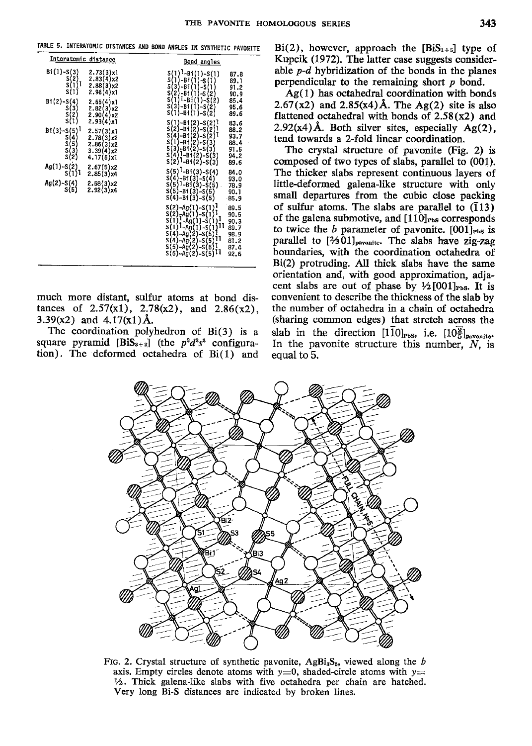TABLE 5. INTERATOMIC DISTANCES AND BOND ANGLES IN SYNTHETIC PAVONITE

| Interatomic distance | | Bond angles | |
|---|---|---|---|
| Bi(1)-S(3) | 2.73(3)x1 | S(1)$^{I}$-Bi(1)-S(1) | 87.8 |
| S(2) | 2.83(4)x2 | S(1)-Bi(1)-S(1) | 89.1 |
| S(1)$^{I}$ | 2.88(3)x2 | S(3)-Bi(1)-S(1) | 91.2 |
| S(1) | 2.96(4)x1 | S(2)-Bi(1)-S(2) | 90.9 |
| Bi(2)-S(4) | 2.65(4)x1 | S(1)$^{I}$-Bi(1)-S(2) | 85.4 |
| S(3) | 2.82(3)x2 | S(3)-Bi(1)-S(2) | 95.6 |
| S(2) | 2.90(4)x2 | S(1)-Bi(1)-S(2) | 89.6 |
| S(1) | 2.93(4)x1 | S(1)-Bi(2)-S(2)$^{I}$ | 83.6 |
| Bi(3)-S(5)$^{I}$ | 2.57(3)x1 | S(2)-Bi(2)-S(2)$^{I}$ | 88.2 |
| S(4) | 2.78(3)x2 | S(4)-Bi(2)-S(2)$^{I}$ | 93.7 |
| S(5) | 2.86(3)x2 | S(1)-Bi(2)-S(3) | 88.4 |
| S(3) | 3.39(4)x2 | S(3)-Bi(2)-S(3) | 91.5 |
| S(2) | 4.17(5)x1 | S(4)$^{I}$-Bi(2)-S(3) | 94.2 |
| Ag(1)-S(2) | 2.67(5)x2 | S(2)$^{I}$-Bi(2)-S(3) | 89.6 |
| S(1)$^{I}$ | 2.85(3)x4 | S(5)$^{I}$-Bi(3)-S(4) | 84.0 |
| Ag(2)-S(4) | 2.58(3)x2 | S(4)-Bi(3)-S(4) | 93.0 |
| S(5) | 2.92(3)x4 | S(5)$^{I}$-Bi(3)-S(5) | 78.9 |
| | | S(5)-Bi(3)-S(5) | 90.1 |
| | | S(4)-Bi(3)-S(5) | 85.9 |
| | | S(2)-Ag(1)-S(1)$^{I}$ | 89.5 |
| | | S(2)-Ag(1)-S(1)$^{I}$ | 90.5 |
| | | S(1)$^{I}$-Ag(1)-S(1)$^{I}$ | 90.3 |
| | | S(1)$^{I}$-Ag(1)-S(1)$^{II}$ | 89.7 |
| | | S(4)-Ag(2)-S(5)$^{I}$ | 98.9 |
| | | S(4)-Ag(2)-S(5)$^{II}$ | 81.2 |
| | | S(5)-Ag(2)-S(5)$^{I}$ | 87.4 |
| | | S(5)-Ag(2)-S(5)$^{II}$ | 92.6 |

much more distant, sulfur atoms at bond distances of 2.57(x1), 2.78(x2), and 2.86(x2), 3.39(x2) and 4.17(x1)Å.

The coordination polyhedron of Bi(3) is a square pyramid [$BiS_{3+2}$] (the $p^3d^2s^2$ configuration). The deformed octahedra of Bi(1) and Bi(2), however, approach the [$BiS_{1+5}$] type of Kupcik (1972). The latter case suggests considerable $p$-$d$ hybridization of the bonds in the planes perpendicular to the remaining short $p$ bond.

Ag(1) has octahedral coordination with bonds 2.67(x2) and 2.85(x4)Å. The Ag(2) site is also flattened octahedral with bonds of 2.58(x2) and 2.92(x4)Å. Both silver sites, especially Ag(2), tend towards a 2-fold linear coordination.

The crystal structure of pavonite (Fig. 2) is composed of two types of slabs, parallel to (001). The thicker slabs represent continuous layers of little-deformed galena-like structure with only small departures from the cubic close packing of sulfur atoms. The slabs are parallel to ($\bar{1}$13) of the galena submotive, and $[110]_{PbS}$ corresponds to twice the $b$ parameter of pavonite. $[001]_{PbS}$ is parallel to $[\frac{2}{3}01]_{pavonite}$. The slabs have zig-zag boundaries, with the coordination octahedra of Bi(2) protruding. All thick slabs have the same orientation and, with good approximation, adjacent slabs are out of phase by $\frac{1}{2}[001]_{PbS}$. It is convenient to describe the thickness of the slab by the number of octahedra in a chain of octahedra (sharing common edges) that stretch across the slab in the direction $[1\bar{1}0]_{PbS}$, i.e. $[10\frac{2}{5}]_{pavonite}$. In the pavonite structure this number, $N$, is equal to 5.

FIG. 2. Crystal structure of synthetic pavonite, $AgBi_3S_5$, viewed along the $b$ axis. Empty circles denote atoms with $y$=0, shaded-circle atoms with $y$=½. Thick galena-like slabs with five octahedra per chain are hatched. Very long Bi-S distances are indicated by broken lines.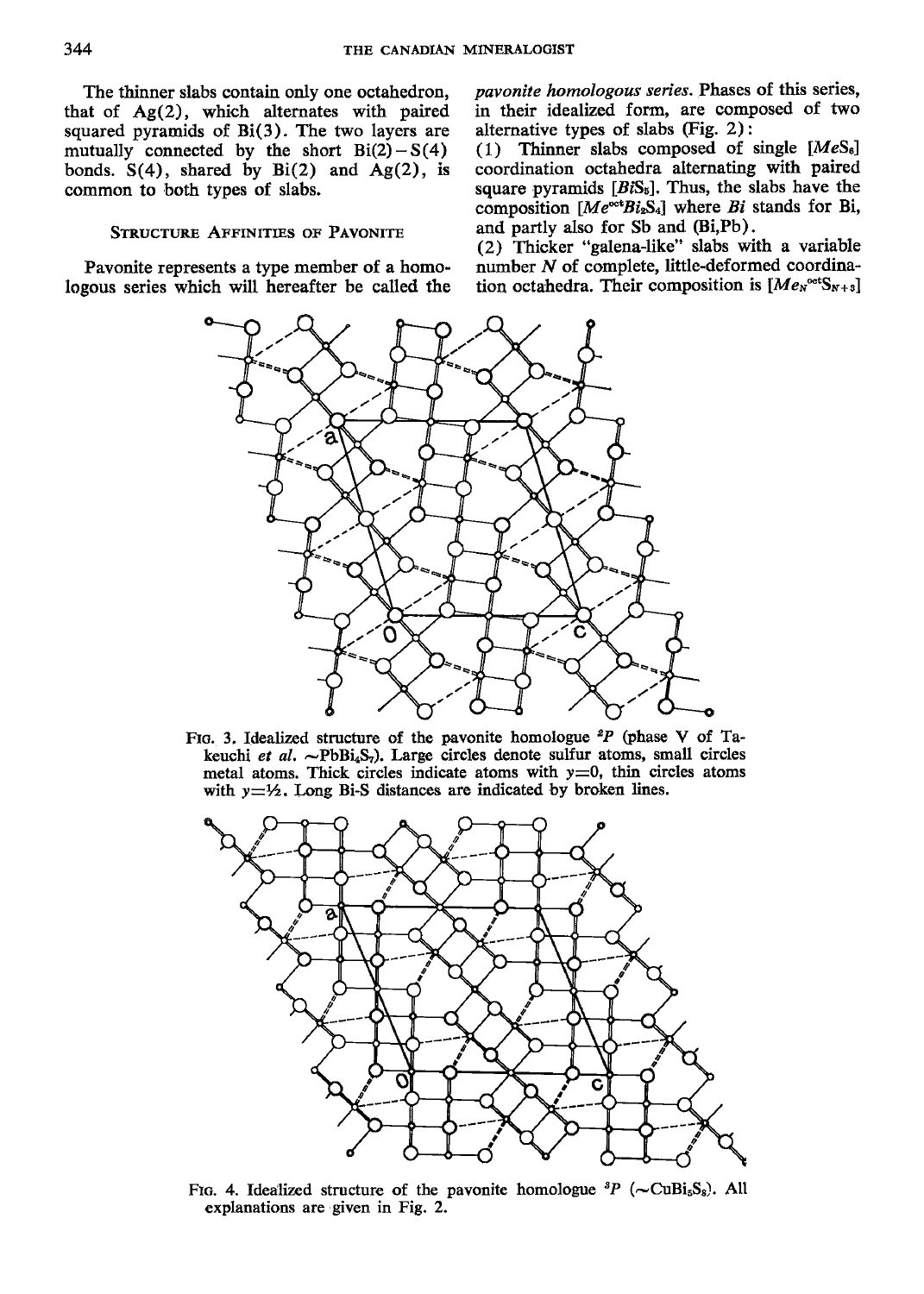The thinner slabs contain only one octahedron, that of Ag(2), which alternates with paired squared pyramids of Bi(3). The two layers are mutually connected by the short Bi(2) – S(4) bonds. S(4), shared by Bi(2) and Ag(2), is common to both types of slabs.

## Structure Affinities of Pavonite

Pavonite represents a type member of a homologous series which will hereafter be called the *pavonite homologous series*. Phases of this series, in their idealized form, are composed of two alternative types of slabs (Fig. 2):

(1) Thinner slabs composed of single $[MeS_6]$ coordination octahedra alternating with paired square pyramids $[BiS_5]$. Thus, the slabs have the composition $[Me^{oct}Bi_2S_4]$ where *Bi* stands for Bi, and partly also for Sb and (Bi,Pb).

(2) Thicker "galena-like" slabs with a variable number *N* of complete, little-deformed coordination octahedra. Their composition is $[Me_N^{oct}S_{N+3}]$

FIG. 3. Idealized structure of the pavonite homologue $^2P$ (phase V of Takeuchi *et al.* ~$PbBi_4S_7$). Large circles denote sulfur atoms, small circles metal atoms. Thick circles indicate atoms with $y=0$, thin circles atoms with $y=\frac{1}{2}$. Long Bi-S distances are indicated by broken lines.

FIG. 4. Idealized structure of the pavonite homologue $^3P$ (~$CuBi_5S_8$). All explanations are given in Fig. 2.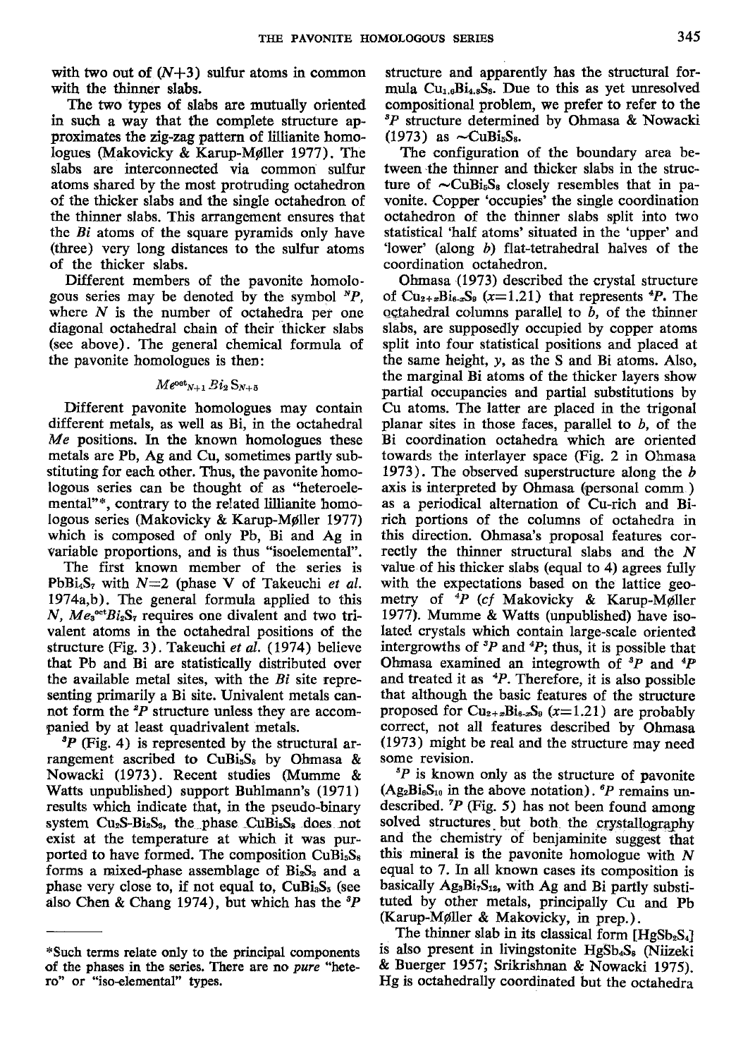with two out of $(N+3)$ sulfur atoms in common with the thinner slabs.

The two types of slabs are mutually oriented in such a way that the complete structure approximates the zig-zag pattern of lillianite homologues (Makovicky & Karup-Møller 1977). The slabs are interconnected via common sulfur atoms shared by the most protruding octahedron of the thicker slabs and the single octahedron of the thinner slabs. This arrangement ensures that the *Bi* atoms of the square pyramids only have (three) very long distances to the sulfur atoms of the thicker slabs.

Different members of the pavonite homologous series may be denoted by the symbol $^{N}P$, where $N$ is the number of octahedra per one diagonal octahedral chain of their thicker slabs (see above). The general chemical formula of the pavonite homologues is then:

$$Me^{oct}_{N+1}\,Bi_2\,S_{N+5}$$

Different pavonite homologues may contain different metals, as well as Bi, in the octahedral *Me* positions. In the known homologues these metals are Pb, Ag and Cu, sometimes partly substituting for each other. Thus, the pavonite homologous series can be thought of as "heteroelemental"*, contrary to the related lillianite homologous series (Makovicky & Karup-Møller 1977) which is composed of only Pb, Bi and Ag in variable proportions, and is thus "isoelemental".

The first known member of the series is $PbBi_4S_7$ with $N$=2 (phase V of Takeuchi *et al.* 1974a,b). The general formula applied to this $N$, $Me_3^{oct}Bi_2S_7$ requires one divalent and two trivalent atoms in the octahedral positions of the structure (Fig. 3). Takeuchi *et al.* (1974) believe that Pb and Bi are statistically distributed over the available metal sites, with the *Bi* site representing primarily a Bi site. Univalent metals cannot form the $^{2}P$ structure unless they are accompanied by at least quadrivalent metals.

$^{3}P$ (Fig. 4) is represented by the structural arrangement ascribed to $CuBi_5S_8$ by Ohmasa & Nowacki (1973). Recent studies (Mumme & Watts unpublished) support Buhlmann's (1971) results which indicate that, in the pseudo-binary system $Cu_2S$-$Bi_2S_3$, the phase $CuBi_5S_8$ does not exist at the temperature at which it was purported to have formed. The composition $CuBi_5S_8$ forms a mixed-phase assemblage of $Bi_2S_3$ and a phase very close to, if not equal to, $CuBi_3S_5$ (see also Chen & Chang 1974), but which has the $^{3}P$ structure and apparently has the structural formula $Cu_{1.6}Bi_{4.8}S_8$. Due to this as yet unresolved compositional problem, we prefer to refer to the $^{3}P$ structure determined by Ohmasa & Nowacki (1973) as $\sim CuBi_5S_8$.

The configuration of the boundary area between the thinner and thicker slabs in the structure of $\sim CuBi_5S_8$ closely resembles that in pavonite. Copper 'occupies' the single coordination octahedron of the thinner slabs split into two statistical 'half atoms' situated in the 'upper' and 'lower' (along $b$) flat-tetrahedral halves of the coordination octahedron.

Ohmasa (1973) described the crystal structure of $Cu_{2+x}Bi_{6-x}S_9$ ($x$=1.21) that represents $^{4}P$. The octahedral columns parallel to $b$, of the thinner slabs, are supposedly occupied by copper atoms split into four statistical positions and placed at the same height, $y$, as the S and Bi atoms. Also, the marginal Bi atoms of the thicker layers show partial occupancies and partial substitutions by Cu atoms. The latter are placed in the trigonal planar sites in those faces, parallel to $b$, of the Bi coordination octahedra which are oriented towards the interlayer space (Fig. 2 in Ohmasa 1973). The observed superstructure along the $b$ axis is interpreted by Ohmasa (personal comm.) as a periodical alternation of Cu-rich and Bi-rich portions of the columns of octahedra in this direction. Ohmasa's proposal features correctly the thinner structural slabs and the $N$ value of his thicker slabs (equal to 4) agrees fully with the expectations based on the lattice geometry of $^{4}P$ (*cf* Makovicky & Karup-Møller 1977). Mumme & Watts (unpublished) have isolated crystals which contain large-scale oriented intergrowths of $^{3}P$ and $^{4}P$; thus, it is possible that Ohmasa examined an integrowth of $^{3}P$ and $^{4}P$ and treated it as $^{4}P$. Therefore, it is also possible that although the basic features of the structure proposed for $Cu_{2+x}Bi_{6-x}S_9$ ($x$=1.21) are probably correct, not all features described by Ohmasa (1973) might be real and the structure may need some revision.

$^{5}P$ is known only as the structure of pavonite ($Ag_2Bi_6S_{10}$ in the above notation). $^{6}P$ remains undescribed. $^{7}P$ (Fig. 5) has not been found among solved structures but both the crystallography and the chemistry of benjaminite suggest that this mineral is the pavonite homologue with $N$ equal to 7. In all known cases its composition is basically $Ag_3Bi_7S_{12}$, with Ag and Bi partly substituted by other metals, principally Cu and Pb (Karup-Møller & Makovicky, in prep.).

The thinner slab in its classical form [$HgSb_2S_4$] is also present in livingstonite $HgSb_4S_8$ (Niizeki & Buerger 1957; Srikrishnan & Nowacki 1975). Hg is octahedrally coordinated but the octahedra

*Such terms relate only to the principal components of the phases in the series. There are no *pure* "hetero" or "iso-elemental" types.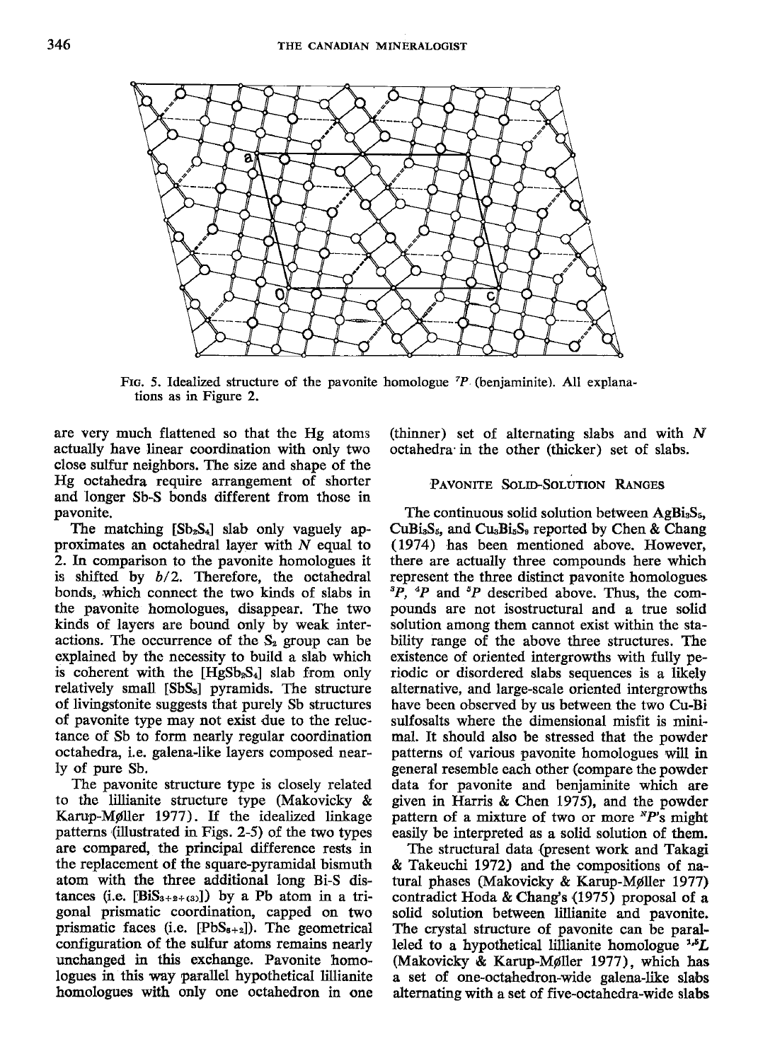FIG. 5. Idealized structure of the pavonite homologue $^{7}P$ (benjaminite). All explanations as in Figure 2.

are very much flattened so that the Hg atoms actually have linear coordination with only two close sulfur neighbors. The size and shape of the Hg octahedra require arrangement of shorter and longer Sb-S bonds different from those in pavonite.

The matching $[Sb_2S_4]$ slab only vaguely approximates an octahedral layer with $N$ equal to 2. In comparison to the pavonite homologues it is shifted by $b/2$. Therefore, the octahedral bonds, which connect the two kinds of slabs in the pavonite homologues, disappear. The two kinds of layers are bound only by weak interactions. The occurrence of the $S_2$ group can be explained by the necessity to build a slab which is coherent with the $[HgSb_2S_4]$ slab from only relatively small $[SbS_3]$ pyramids. The structure of livingstonite suggests that purely Sb structures of pavonite type may not exist due to the reluctance of Sb to form nearly regular coordination octahedra, i.e. galena-like layers composed nearly of pure Sb.

The pavonite structure type is closely related to the lillianite structure type (Makovicky & Karup-Møller 1977). If the idealized linkage patterns (illustrated in Figs. 2-5) of the two types are compared, the principal difference rests in the replacement of the square-pyramidal bismuth atom with the three additional long Bi-S distances (i.e. $[BiS_{3+2+(3)}]$) by a Pb atom in a trigonal prismatic coordination, capped on two prismatic faces (i.e. $[PbS_{6+2}]$). The geometrical configuration of the sulfur atoms remains nearly unchanged in this exchange. Pavonite homologues in this way parallel hypothetical lillianite homologues with only one octahedron in one (thinner) set of alternating slabs and with $N$ octahedra in the other (thicker) set of slabs.

## PAVONITE SOLID-SOLUTION RANGES

The continuous solid solution between $AgBi_3S_5$, $CuBi_3S_5$, and $Cu_3Bi_5S_9$ reported by Chen & Chang (1974) has been mentioned above. However, there are actually three compounds here which represent the three distinct pavonite homologues $^{3}P$, $^{4}P$ and $^{5}P$ described above. Thus, the compounds are not isostructural and a true solid solution among them cannot exist within the stability range of the above three structures. The existence of oriented intergrowths with fully periodic or disordered slabs sequences is a likely alternative, and large-scale oriented intergrowths have been observed by us between the two Cu-Bi sulfosalts where the dimensional misfit is minimal. It should also be stressed that the powder patterns of various pavonite homologues will in general resemble each other (compare the powder data for pavonite and benjaminite which are given in Harris & Chen 1975), and the powder pattern of a mixture of two or more $^{N}P$'s might easily be interpreted as a solid solution of them.

The structural data (present work and Takagi & Takeuchi 1972) and the compositions of natural phases (Makovicky & Karup-Møller 1977) contradict Hoda & Chang's (1975) proposal of a solid solution between lillianite and pavonite. The crystal structure of pavonite can be paralleled to a hypothetical lillianite homologue $^{1,5}L$ (Makovicky & Karup-Møller 1977), which has a set of one-octahedron-wide galena-like slabs alternating with a set of five-octahedra-wide slabs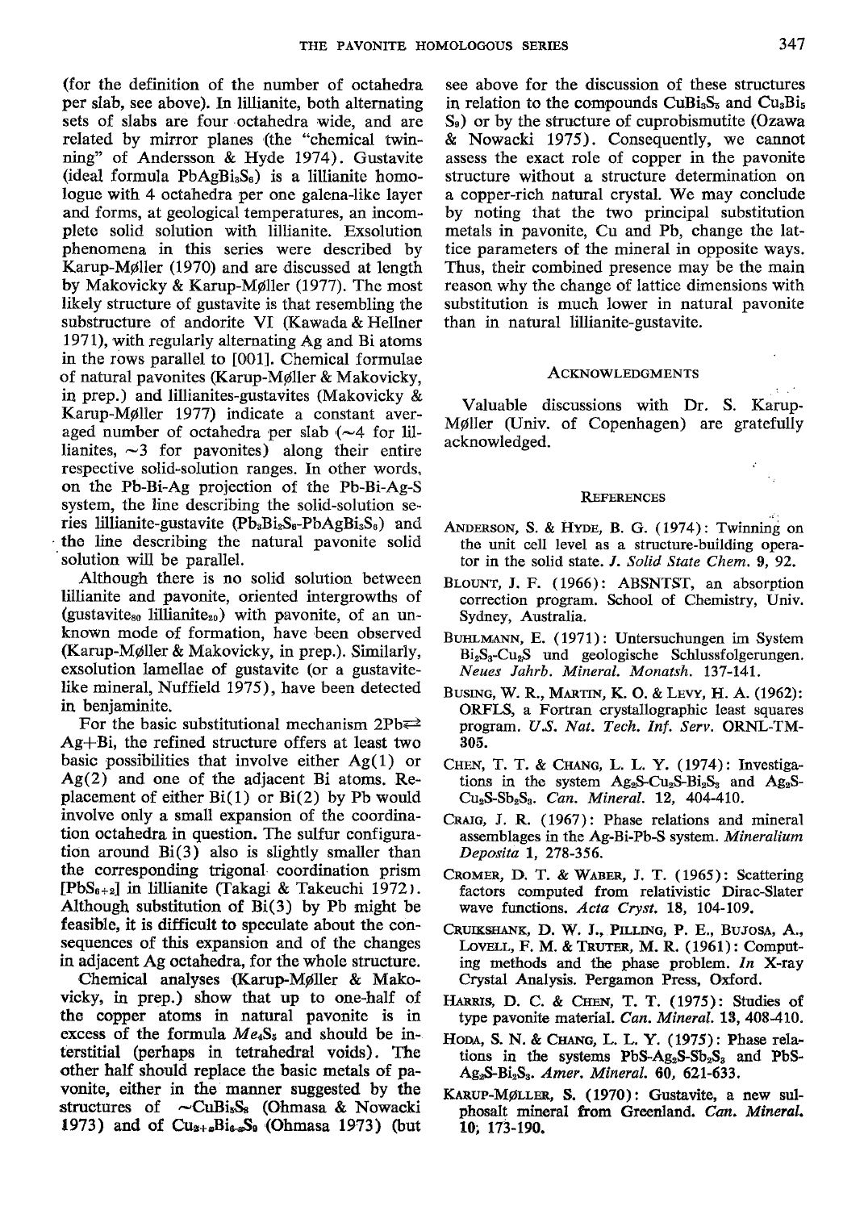(for the definition of the number of octahedra per slab, see above). In lillianite, both alternating sets of slabs are four octahedra wide, and are related by mirror planes (the "chemical twinning" of Andersson & Hyde 1974). Gustavite (ideal formula $PbAgBi_3S_6$) is a lillianite homologue with 4 octahedra per one galena-like layer and forms, at geological temperatures, an incomplete solid solution with lillianite. Exsolution phenomena in this series were described by Karup-Møller (1970) and are discussed at length by Makovicky & Karup-Møller (1977). The most likely structure of gustavite is that resembling the substructure of andorite VI (Kawada & Hellner 1971), with regularly alternating Ag and Bi atoms in the rows parallel to [001]. Chemical formulae of natural pavonites (Karup-Møller & Makovicky, in prep.) and lillianites-gustavites (Makovicky & Karup-Møller 1977) indicate a constant averaged number of octahedra per slab (~4 for lillianites, ~3 for pavonites) along their entire respective solid-solution ranges. In other words, on the Pb-Bi-Ag projection of the Pb-Bi-Ag-S system, the line describing the solid-solution series lillianite-gustavite ($Pb_3Bi_2S_6$-$PbAgBi_3S_6$) and the line describing the natural pavonite solid solution will be parallel.

Although there is no solid solution between lillianite and pavonite, oriented intergrowths of (gustavite$_{80}$ lillianite$_{20}$) with pavonite, of an unknown mode of formation, have been observed (Karup-Møller & Makovicky, in prep.). Similarly, exsolution lamellae of gustavite (or a gustavite-like mineral, Nuffield 1975), have been detected in benjaminite.

For the basic substitutional mechanism $2Pb \rightleftarrows Ag+Bi$, the refined structure offers at least two basic possibilities that involve either Ag(1) or Ag(2) and one of the adjacent Bi atoms. Replacement of either Bi(1) or Bi(2) by Pb would involve only a small expansion of the coordination octahedra in question. The sulfur configuration around Bi(3) also is slightly smaller than the corresponding trigonal coordination prism $[PbS_{6+2}]$ in lillianite (Takagi & Takeuchi 1972). Although substitution of Bi(3) by Pb might be feasible, it is difficult to speculate about the consequences of this expansion and of the changes in adjacent Ag octahedra, for the whole structure.

Chemical analyses (Karup-Møller & Makovicky, in prep.) show that up to one-half of the copper atoms in natural pavonite is in excess of the formula $Me_4S_5$ and should be interstitial (perhaps in tetrahedral voids). The other half should replace the basic metals of pavonite, either in the manner suggested by the structures of $\sim CuBi_5S_8$ (Ohmasa & Nowacki 1973) and of $Cu_{3+x}Bi_{5-x}S_9$ (Ohmasa 1973) (but see above for the discussion of these structures in relation to the compounds $CuBi_3S_5$ and $Cu_3Bi_5S_9$) or by the structure of cuprobismutite (Ozawa & Nowacki 1975). Consequently, we cannot assess the exact role of copper in the pavonite structure without a structure determination on a copper-rich natural crystal. We may conclude by noting that the two principal substitution metals in pavonite, Cu and Pb, change the lattice parameters of the mineral in opposite ways. Thus, their combined presence may be the main reason why the change of lattice dimensions with substitution is much lower in natural pavonite than in natural lillianite-gustavite.

## Acknowledgments

Valuable discussions with Dr. S. Karup-Møller (Univ. of Copenhagen) are gratefully acknowledged.

## References

Andersson, S. & Hyde, B. G. (1974): Twinning on the unit cell level as a structure-building operator in the solid state. *J. Solid State Chem.* **9**, 92.

Blount, J. F. (1966): ABSNTST, an absorption correction program. School of Chemistry, Univ. Sydney, Australia.

Buhlmann, E. (1971): Untersuchungen im System $Bi_2S_3$-$Cu_2S$ und geologische Schlussfolgerungen. *Neues Jahrb. Mineral. Monatsh.* 137-141.

Busing, W. R., Martin, K. O. & Levy, H. A. (1962): ORFLS, a Fortran crystallographic least squares program. *U.S. Nat. Tech. Inf. Serv.* ORNL-TM-305.

Chen, T. T. & Chang, L. L. Y. (1974): Investigations in the system $Ag_2S$-$Cu_2S$-$Bi_2S_3$ and $Ag_2S$-$Cu_2S$-$Sb_2S_3$. *Can. Mineral.* **12**, 404-410.

Craig, J. R. (1967): Phase relations and mineral assemblages in the Ag-Bi-Pb-S system. *Mineralium Deposita* **1**, 278-356.

Cromer, D. T. & Waber, J. T. (1965): Scattering factors computed from relativistic Dirac-Slater wave functions. *Acta Cryst.* **18**, 104-109.

Cruikshank, D. W. J., Pilling, P. E., Bujosa, A., Lovell, F. M. & Truter, M. R. (1961): Computing methods and the phase problem. *In* X-ray Crystal Analysis. Pergamon Press, Oxford.

Harris, D. C. & Chen, T. T. (1975): Studies of type pavonite material. *Can. Mineral.* **13**, 408-410.

Hoda, S. N. & Chang, L. L. Y. (1975): Phase relations in the systems PbS-$Ag_2S$-$Sb_2S_3$ and PbS-$Ag_2S$-$Bi_2S_3$. *Amer. Mineral.* **60**, 621-633.

Karup-Møller, S. (1970): Gustavite, a new sulphosalt mineral from Greenland. *Can. Mineral.* **10**, 173-190.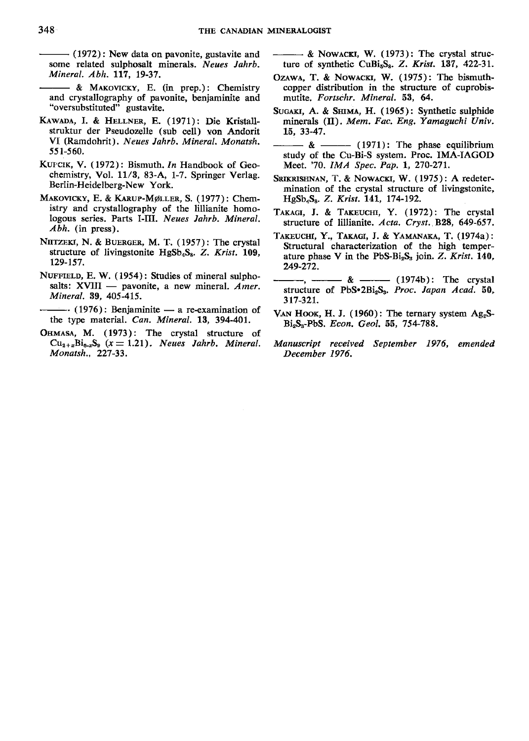——— (1972): New data on pavonite, gustavite and some related sulphosalt minerals. *Neues Jahrb. Mineral. Abh.* **117**, 19-37.

——— & MAKOVICKY, E. (in prep.): Chemistry and crystallography of pavonite, benjaminite and "oversubstituted" gustavite.

KAWADA, I. & HELLNER, E. (1971): Die Kristallstruktur der Pseudozelle (sub cell) von Andorit VI (Ramdohrit). *Neues Jahrb. Mineral. Monatsh.* 551-560.

KUPCIK, V. (1972): Bismuth. *In* Handbook of Geochemistry, Vol. 11/3, 83-A, 1-7. Springer Verlag. Berlin-Heidelberg-New York.

MAKOVICKY, E. & KARUP-MØLLER, S. (1977): Chemistry and crystallography of the lillianite homologous series. Parts I-III. *Neues Jahrb. Mineral. Abh.* (in press).

NIIZEKI, N. & BUERGER, M. T. (1957): The crystal structure of livingstonite $HgSb_4S_8$. *Z. Krist.* **109**, 129-157.

NUFFIELD, E. W. (1954): Studies of mineral sulphosalts: XVIII — pavonite, a new mineral. *Amer. Mineral.* **39**, 405-415.

——— (1976): Benjaminite — a re-examination of the type material. *Can. Mineral.* **13**, 394-401.

OHMASA, M. (1973): The crystal structure of $Cu_{2+x}Bi_{6-x}S_9$ ($x = 1.21$). *Neues Jahrb. Mineral. Monatsh.*, 227-33.

——— & NOWACKI, W. (1973): The crystal structure of synthetic $CuBi_5S_8$. *Z. Krist.* **137**, 422-31.

OZAWA, T. & NOWACKI, W. (1975): The bismuth-copper distribution in the structure of cuprobismutite. *Fortschr. Mineral.* **53**, 64.

SUGAKI, A. & SHIMA, H. (1965): Synthetic sulphide minerals (II). *Mem. Fac. Eng. Yamaguchi Univ.* **15**, 33-47.

——— & ——— (1971): The phase equilibrium study of the Cu-Bi-S system. Proc. IMA-IAGOD Meet. '70. *IMA Spec. Pap.* **1**, 270-271.

SRIKRISHNAN, T. & NOWACKI, W. (1975): A redetermination of the crystal structure of livingstonite, $HgSb_4S_8$. *Z. Krist.* **141**, 174-192.

TAKAGI, J. & TAKEUCHI, Y. (1972): The crystal structure of lillianite. *Acta. Cryst.* **B28**, 649-657.

TAKEUCHI, Y., TAKAGI, J. & YAMANAKA, T. (1974a): Structural characterization of the high temperature phase V in the $PbS$-$Bi_2S_3$ join. *Z. Krist.* **140**, 249-272.

———, ——— & ——— (1974b): The crystal structure of $PbS{\cdot}2Bi_2S_3$. *Proc. Japan Acad.* **50**, 317-321.

VAN HOOK, H. J. (1960): The ternary system $Ag_2S$-$Bi_2S_3$-$PbS$. *Econ. Geol.* **55**, 754-788.

*Manuscript received September 1976, emended December 1976.*